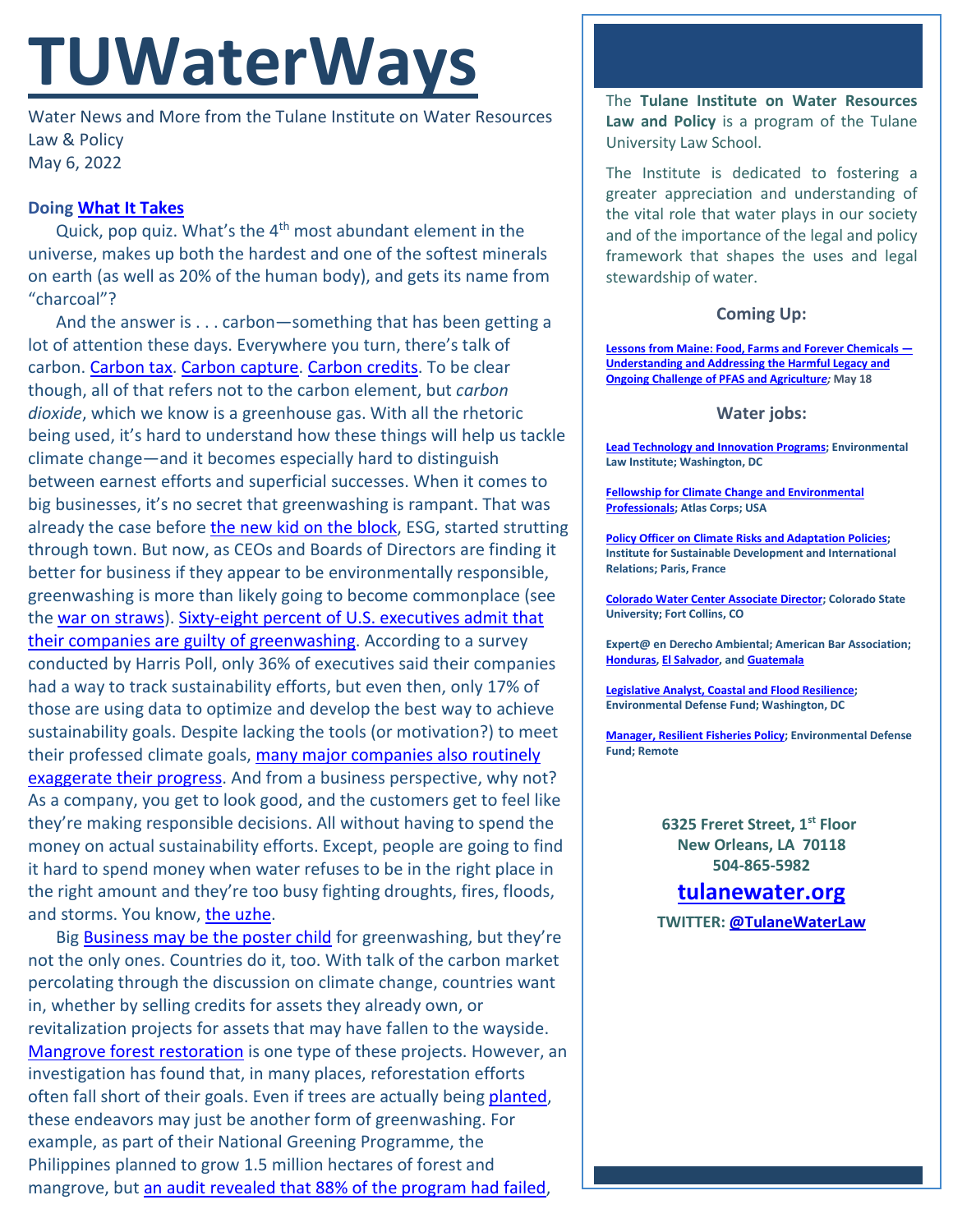# TUWaterWays

Water News and More from the Tulane Institute on Water Resources Law & Policy
May 6, 2022

### Doing What It Takes

Quick, pop quiz. What's the 4th most abundant element in the universe, makes up both the hardest and one of the softest minerals on earth (as well as 20% of the human body), and gets its name from "charcoal"?

And the answer is . . . carbon—something that has been getting a lot of attention these days. Everywhere you turn, there's talk of carbon. Carbon tax. Carbon capture. Carbon credits. To be clear though, all of that refers not to the carbon element, but *carbon dioxide*, which we know is a greenhouse gas. With all the rhetoric being used, it's hard to understand how these things will help us tackle climate change—and it becomes especially hard to distinguish between earnest efforts and superficial successes. When it comes to big businesses, it's no secret that greenwashing is rampant. That was already the case before the new kid on the block, ESG, started strutting through town. But now, as CEOs and Boards of Directors are finding it better for business if they appear to be environmentally responsible, greenwashing is more than likely going to become commonplace (see the war on straws). Sixty-eight percent of U.S. executives admit that their companies are guilty of greenwashing. According to a survey conducted by Harris Poll, only 36% of executives said their companies had a way to track sustainability efforts, but even then, only 17% of those are using data to optimize and develop the best way to achieve sustainability goals. Despite lacking the tools (or motivation?) to meet their professed climate goals, many major companies also routinely exaggerate their progress. And from a business perspective, why not? As a company, you get to look good, and the customers get to feel like they're making responsible decisions. All without having to spend the money on actual sustainability efforts. Except, people are going to find it hard to spend money when water refuses to be in the right place in the right amount and they're too busy fighting droughts, fires, floods, and storms. You know, the uzhe.

Big Business may be the poster child for greenwashing, but they're not the only ones. Countries do it, too. With talk of the carbon market percolating through the discussion on climate change, countries want in, whether by selling credits for assets they already own, or revitalization projects for assets that may have fallen to the wayside. Mangrove forest restoration is one type of these projects. However, an investigation has found that, in many places, reforestation efforts often fall short of their goals. Even if trees are actually being planted, these endeavors may just be another form of greenwashing. For example, as part of their National Greening Programme, the Philippines planned to grow 1.5 million hectares of forest and mangrove, but an audit revealed that 88% of the program had failed,

---

The **Tulane Institute on Water Resources Law and Policy** is a program of the Tulane University Law School.

The Institute is dedicated to fostering a greater appreciation and understanding of the vital role that water plays in our society and of the importance of the legal and policy framework that shapes the uses and legal stewardship of water.

#### Coming Up:

**Lessons from Maine: Food, Farms and Forever Chemicals — Understanding and Addressing the Harmful Legacy and Ongoing Challenge of PFAS and Agriculture**; May 18

#### Water jobs:

**Lead Technology and Innovation Programs; Environmental Law Institute; Washington, DC**

**Fellowship for Climate Change and Environmental Professionals; Atlas Corps; USA**

**Policy Officer on Climate Risks and Adaptation Policies; Institute for Sustainable Development and International Relations; Paris, France**

**Colorado Water Center Associate Director; Colorado State University; Fort Collins, CO**

**Expert@ en Derecho Ambiental; American Bar Association; Honduras, El Salvador, and Guatemala**

**Legislative Analyst, Coastal and Flood Resilience; Environmental Defense Fund; Washington, DC**

**Manager, Resilient Fisheries Policy; Environmental Defense Fund; Remote**

**6325 Freret Street, 1st Floor**
**New Orleans, LA 70118**
**504-865-5982**

## tulanewater.org

**TWITTER: @TulaneWaterLaw**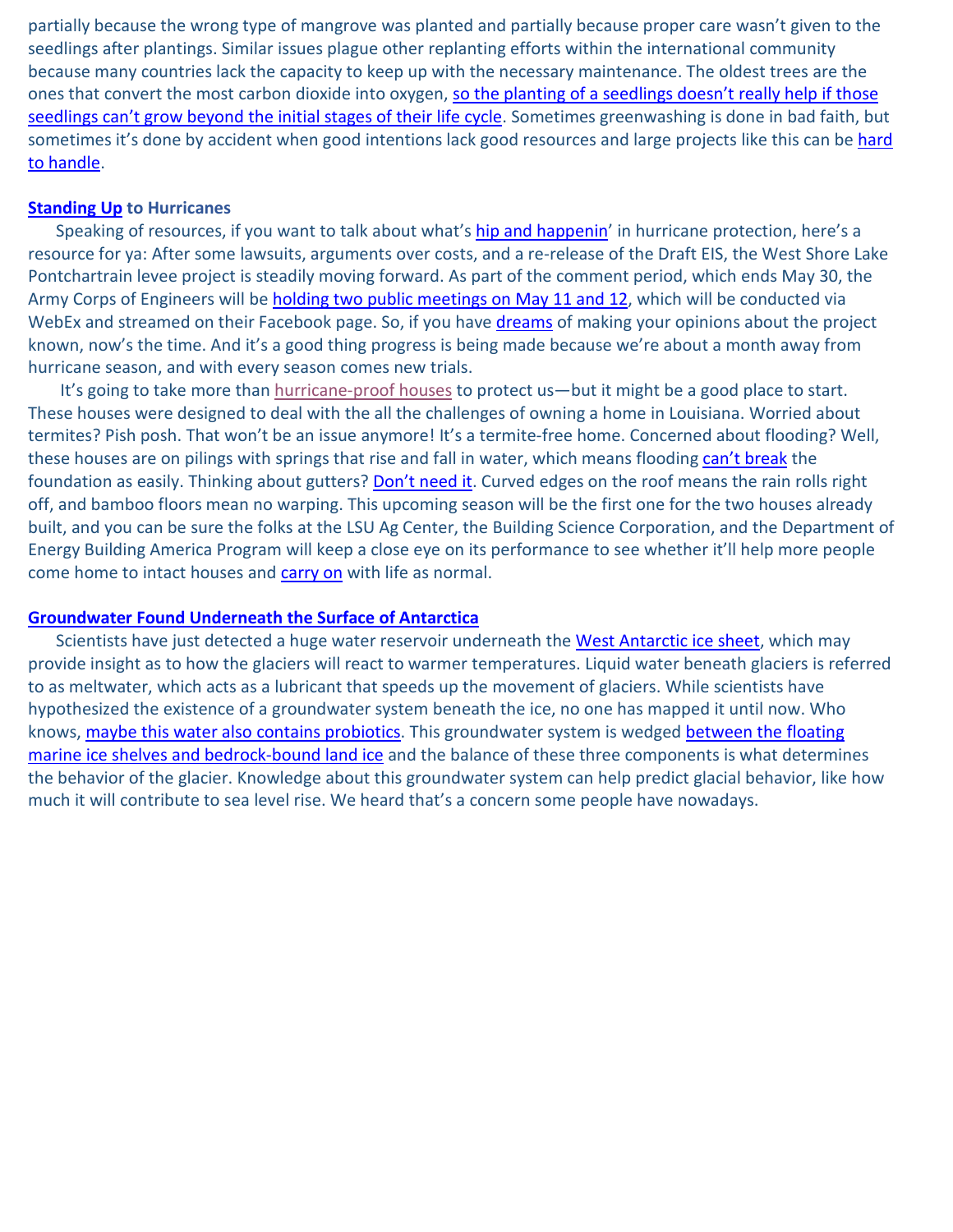partially because the wrong type of mangrove was planted and partially because proper care wasn't given to the seedlings after plantings. Similar issues plague other replanting efforts within the international community because many countries lack the capacity to keep up with the necessary maintenance. The oldest trees are the ones that convert the most carbon dioxide into oxygen, so the planting of a seedlings doesn't really help if those seedlings can't grow beyond the initial stages of their life cycle. Sometimes greenwashing is done in bad faith, but sometimes it's done by accident when good intentions lack good resources and large projects like this can be hard to handle.

## Standing Up to Hurricanes

Speaking of resources, if you want to talk about what's hip and happenin' in hurricane protection, here's a resource for ya: After some lawsuits, arguments over costs, and a re-release of the Draft EIS, the West Shore Lake Pontchartrain levee project is steadily moving forward. As part of the comment period, which ends May 30, the Army Corps of Engineers will be holding two public meetings on May 11 and 12, which will be conducted via WebEx and streamed on their Facebook page. So, if you have dreams of making your opinions about the project known, now's the time. And it's a good thing progress is being made because we're about a month away from hurricane season, and with every season comes new trials.

It's going to take more than hurricane-proof houses to protect us—but it might be a good place to start. These houses were designed to deal with the all the challenges of owning a home in Louisiana. Worried about termites? Pish posh. That won't be an issue anymore! It's a termite-free home. Concerned about flooding? Well, these houses are on pilings with springs that rise and fall in water, which means flooding can't break the foundation as easily. Thinking about gutters? Don't need it. Curved edges on the roof means the rain rolls right off, and bamboo floors mean no warping. This upcoming season will be the first one for the two houses already built, and you can be sure the folks at the LSU Ag Center, the Building Science Corporation, and the Department of Energy Building America Program will keep a close eye on its performance to see whether it'll help more people come home to intact houses and carry on with life as normal.

## Groundwater Found Underneath the Surface of Antarctica

Scientists have just detected a huge water reservoir underneath the West Antarctic ice sheet, which may provide insight as to how the glaciers will react to warmer temperatures. Liquid water beneath glaciers is referred to as meltwater, which acts as a lubricant that speeds up the movement of glaciers. While scientists have hypothesized the existence of a groundwater system beneath the ice, no one has mapped it until now. Who knows, maybe this water also contains probiotics. This groundwater system is wedged between the floating marine ice shelves and bedrock-bound land ice and the balance of these three components is what determines the behavior of the glacier. Knowledge about this groundwater system can help predict glacial behavior, like how much it will contribute to sea level rise. We heard that's a concern some people have nowadays.